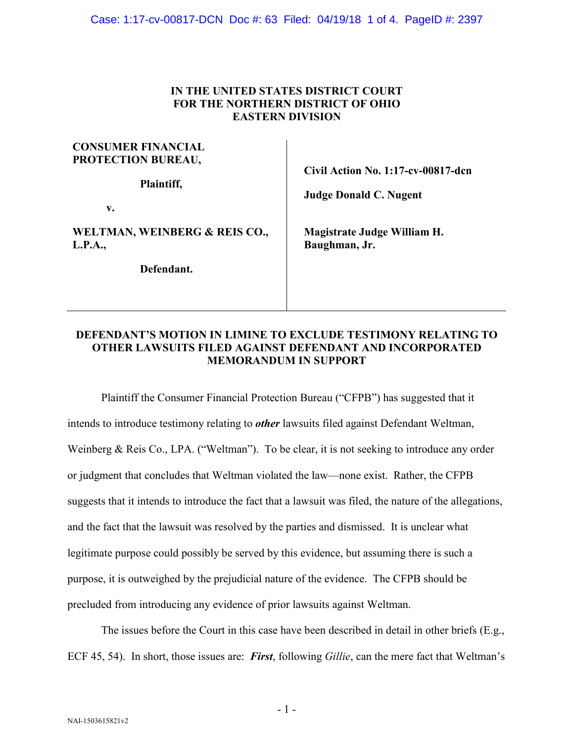**IN THE UNITED STATES DISTRICT COURT**
**FOR THE NORTHERN DISTRICT OF OHIO**
**EASTERN DIVISION**

| | |
|---|---|
| **CONSUMER FINANCIAL PROTECTION BUREAU,** <br><br> **Plaintiff,** <br><br> **v.** <br><br> **WELTMAN, WEINBERG & REIS CO., L.P.A.,** <br><br> **Defendant.** | **Civil Action No. 1:17-cv-00817-dcn** <br><br> **Judge Donald C. Nugent** <br><br> **Magistrate Judge William H. Baughman, Jr.** |

## DEFENDANT'S MOTION IN LIMINE TO EXCLUDE TESTIMONY RELATING TO OTHER LAWSUITS FILED AGAINST DEFENDANT AND INCORPORATED MEMORANDUM IN SUPPORT

Plaintiff the Consumer Financial Protection Bureau ("CFPB") has suggested that it intends to introduce testimony relating to ***other*** lawsuits filed against Defendant Weltman, Weinberg & Reis Co., LPA. ("Weltman"). To be clear, it is not seeking to introduce any order or judgment that concludes that Weltman violated the law—none exist. Rather, the CFPB suggests that it intends to introduce the fact that a lawsuit was filed, the nature of the allegations, and the fact that the lawsuit was resolved by the parties and dismissed. It is unclear what legitimate purpose could possibly be served by this evidence, but assuming there is such a purpose, it is outweighed by the prejudicial nature of the evidence. The CFPB should be precluded from introducing any evidence of prior lawsuits against Weltman.

The issues before the Court in this case have been described in detail in other briefs (E.g., ECF 45, 54). In short, those issues are: ***First***, following *Gillie*, can the mere fact that Weltman's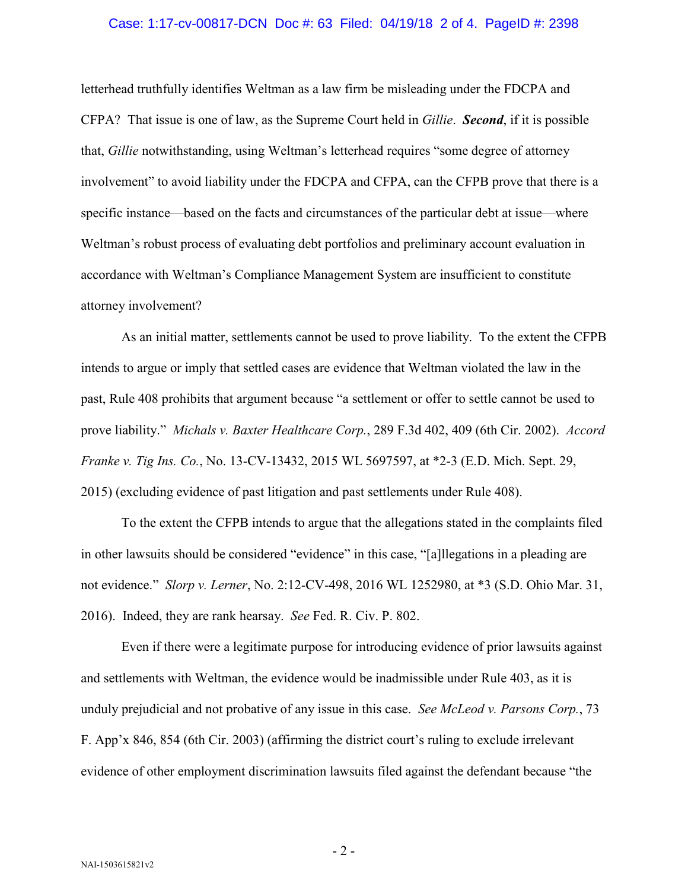letterhead truthfully identifies Weltman as a law firm be misleading under the FDCPA and CFPA? That issue is one of law, as the Supreme Court held in *Gillie*. ***Second***, if it is possible that, *Gillie* notwithstanding, using Weltman's letterhead requires "some degree of attorney involvement" to avoid liability under the FDCPA and CFPA, can the CFPB prove that there is a specific instance—based on the facts and circumstances of the particular debt at issue—where Weltman's robust process of evaluating debt portfolios and preliminary account evaluation in accordance with Weltman's Compliance Management System are insufficient to constitute attorney involvement?

As an initial matter, settlements cannot be used to prove liability. To the extent the CFPB intends to argue or imply that settled cases are evidence that Weltman violated the law in the past, Rule 408 prohibits that argument because "a settlement or offer to settle cannot be used to prove liability." *Michals v. Baxter Healthcare Corp.*, 289 F.3d 402, 409 (6th Cir. 2002). *Accord Franke v. Tig Ins. Co.*, No. 13-CV-13432, 2015 WL 5697597, at *2-3 (E.D. Mich. Sept. 29, 2015) (excluding evidence of past litigation and past settlements under Rule 408).

To the extent the CFPB intends to argue that the allegations stated in the complaints filed in other lawsuits should be considered "evidence" in this case, "[a]llegations in a pleading are not evidence." *Slorp v. Lerner*, No. 2:12-CV-498, 2016 WL 1252980, at *3 (S.D. Ohio Mar. 31, 2016). Indeed, they are rank hearsay. *See* Fed. R. Civ. P. 802.

Even if there were a legitimate purpose for introducing evidence of prior lawsuits against and settlements with Weltman, the evidence would be inadmissible under Rule 403, as it is unduly prejudicial and not probative of any issue in this case. *See McLeod v. Parsons Corp.*, 73 F. App'x 846, 854 (6th Cir. 2003) (affirming the district court's ruling to exclude irrelevant evidence of other employment discrimination lawsuits filed against the defendant because "the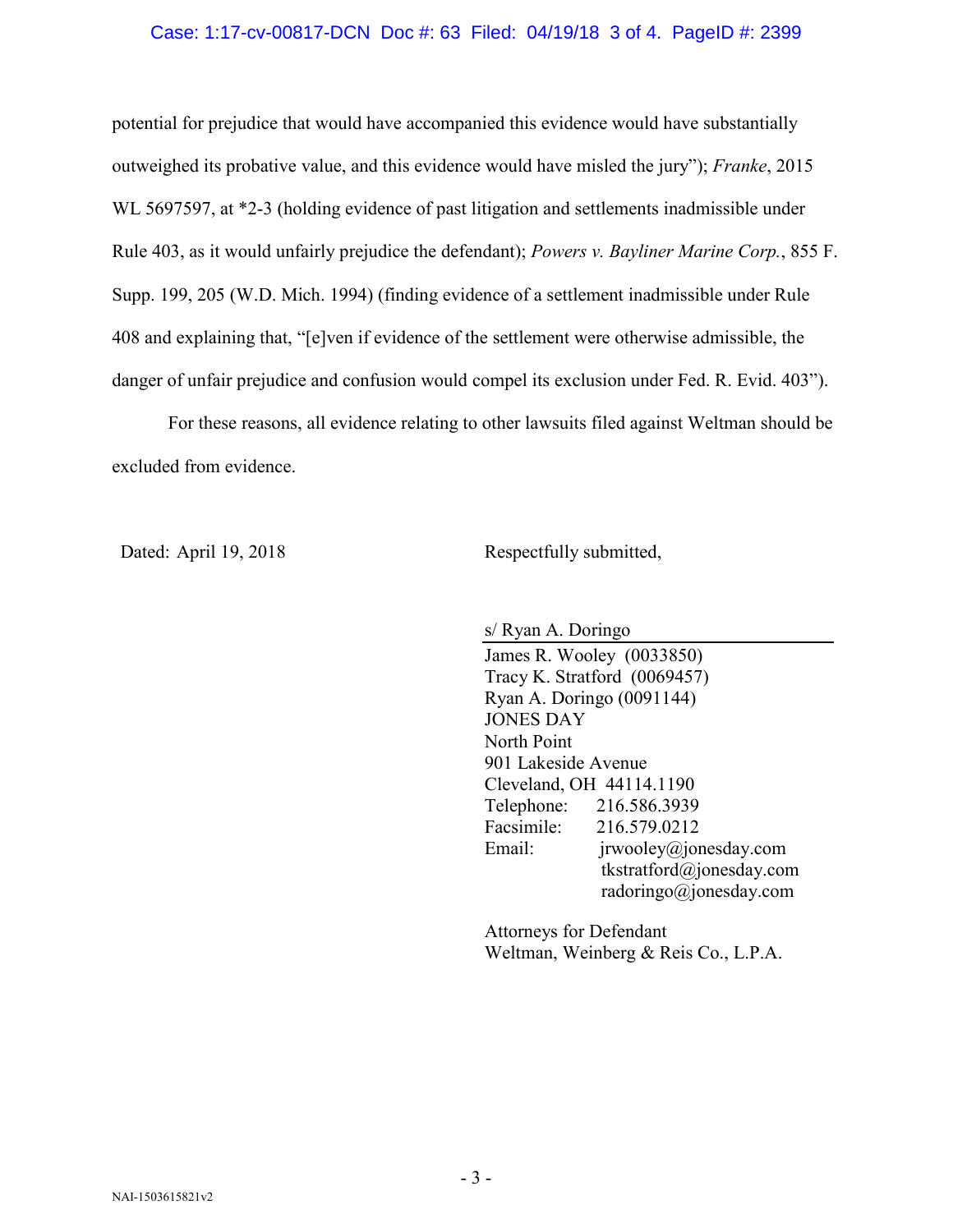potential for prejudice that would have accompanied this evidence would have substantially outweighed its probative value, and this evidence would have misled the jury"); *Franke*, 2015 WL 5697597, at *2-3 (holding evidence of past litigation and settlements inadmissible under Rule 403, as it would unfairly prejudice the defendant); *Powers v. Bayliner Marine Corp.*, 855 F. Supp. 199, 205 (W.D. Mich. 1994) (finding evidence of a settlement inadmissible under Rule 408 and explaining that, "[e]ven if evidence of the settlement were otherwise admissible, the danger of unfair prejudice and confusion would compel its exclusion under Fed. R. Evid. 403").

For these reasons, all evidence relating to other lawsuits filed against Weltman should be excluded from evidence.

Dated: April 19, 2018

Respectfully submitted,

s/ Ryan A. Doringo
James R. Wooley (0033850)
Tracy K. Stratford (0069457)
Ryan A. Doringo (0091144)
JONES DAY
North Point
901 Lakeside Avenue
Cleveland, OH 44114.1190
Telephone: 216.586.3939
Facsimile: 216.579.0212
Email: jrwooley@jonesday.com
tkstratford@jonesday.com
radoringo@jonesday.com

Attorneys for Defendant
Weltman, Weinberg & Reis Co., L.P.A.

NAI-1503615821v2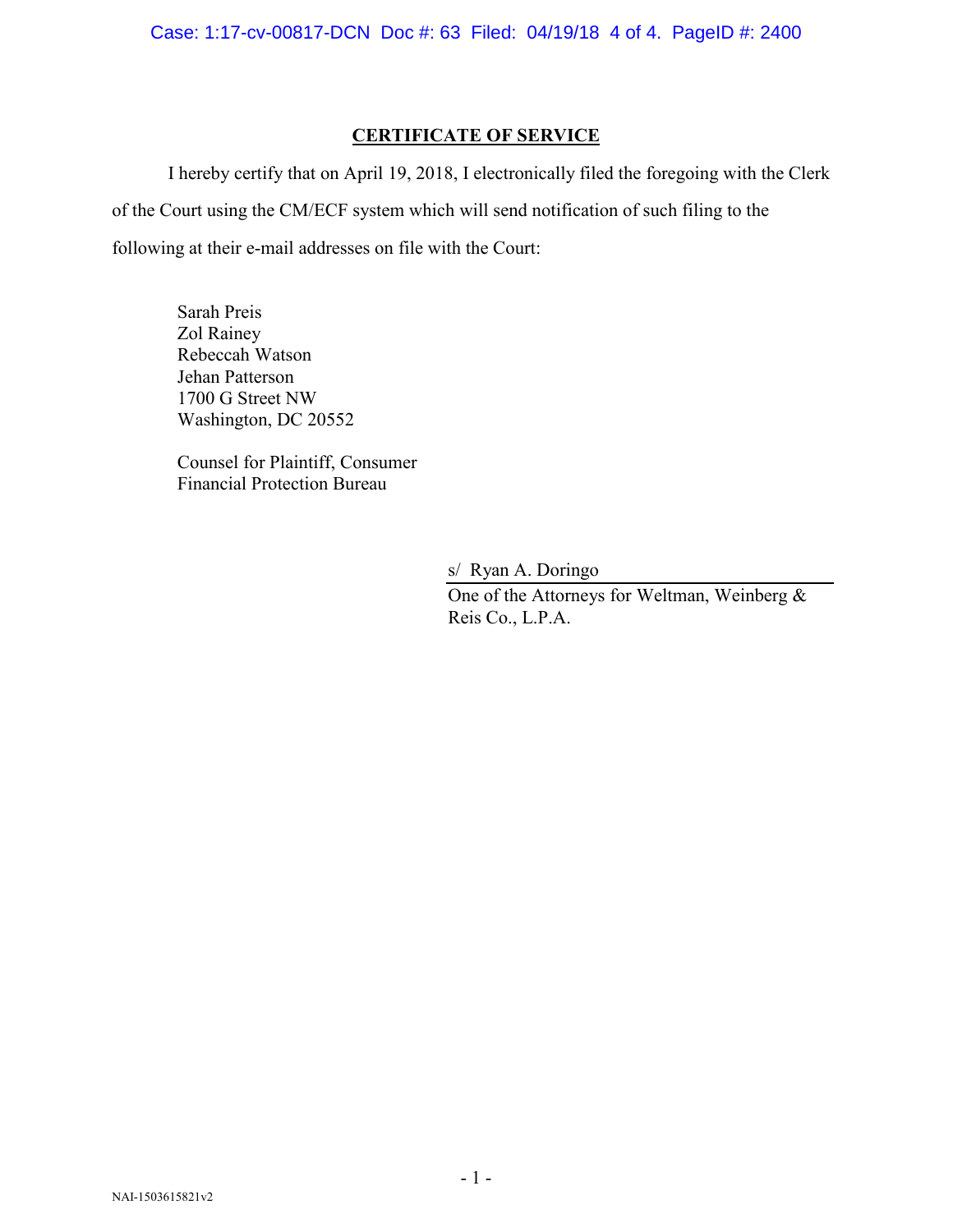## CERTIFICATE OF SERVICE

I hereby certify that on April 19, 2018, I electronically filed the foregoing with the Clerk of the Court using the CM/ECF system which will send notification of such filing to the following at their e-mail addresses on file with the Court:

Sarah Preis
Zol Rainey
Rebeccah Watson
Jehan Patterson
1700 G Street NW
Washington, DC 20552

Counsel for Plaintiff, Consumer Financial Protection Bureau

s/ Ryan A. Doringo
One of the Attorneys for Weltman, Weinberg & Reis Co., L.P.A.

NAI-1503615821v2